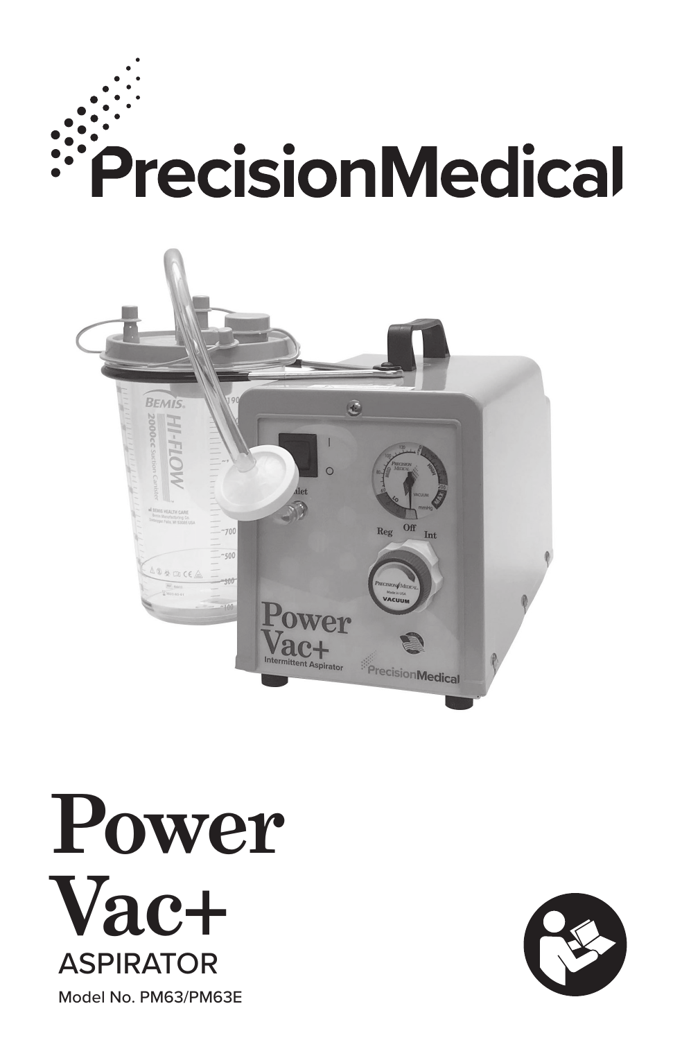# PrecisionMedical

# Power Vac+

## ASPIRATOR

Model No. PM63/PM63E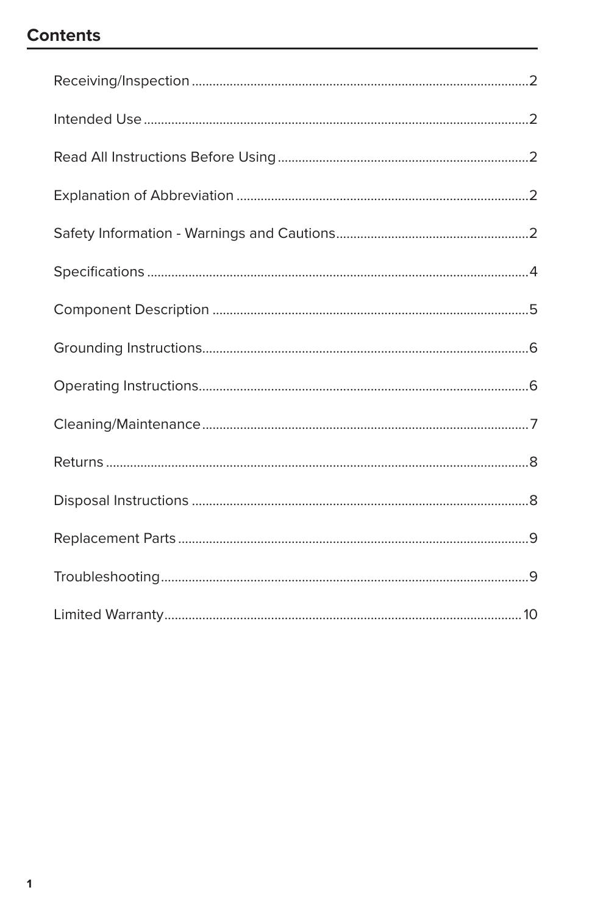## Contents

| Section | Page |
|---|---|
| Receiving/Inspection | 2 |
| Intended Use | 2 |
| Read All Instructions Before Using | 2 |
| Explanation of Abbreviation | 2 |
| Safety Information - Warnings and Cautions | 2 |
| Specifications | 4 |
| Component Description | 5 |
| Grounding Instructions | 6 |
| Operating Instructions | 6 |
| Cleaning/Maintenance | 7 |
| Returns | 8 |
| Disposal Instructions | 8 |
| Replacement Parts | 9 |
| Troubleshooting | 9 |
| Limited Warranty | 10 |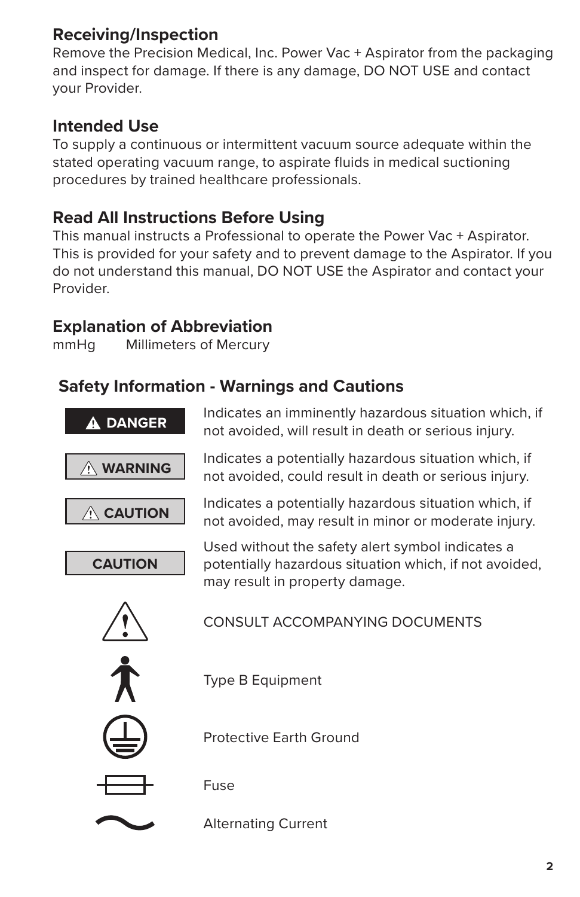## Receiving/Inspection

Remove the Precision Medical, Inc. Power Vac + Aspirator from the packaging and inspect for damage. If there is any damage, DO NOT USE and contact your Provider.

## Intended Use

To supply a continuous or intermittent vacuum source adequate within the stated operating vacuum range, to aspirate fluids in medical suctioning procedures by trained healthcare professionals.

## Read All Instructions Before Using

This manual instructs a Professional to operate the Power Vac + Aspirator. This is provided for your safety and to prevent damage to the Aspirator. If you do not understand this manual, DO NOT USE the Aspirator and contact your Provider.

## Explanation of Abbreviation

mmHg  Millimeters of Mercury

## Safety Information - Warnings and Cautions

| Symbol | Meaning |
|---|---|
| ⚠ DANGER | Indicates an imminently hazardous situation which, if not avoided, will result in death or serious injury. |
| ⚠ WARNING | Indicates a potentially hazardous situation which, if not avoided, could result in death or serious injury. |
| ⚠ CAUTION | Indicates a potentially hazardous situation which, if not avoided, may result in minor or moderate injury. |
| CAUTION | Used without the safety alert symbol indicates a potentially hazardous situation which, if not avoided, may result in property damage. |
| ⚠ | CONSULT ACCOMPANYING DOCUMENTS |
| (Type B symbol) | Type B Equipment |
| (Protective earth symbol) | Protective Earth Ground |
| (Fuse symbol) | Fuse |
| ~ | Alternating Current |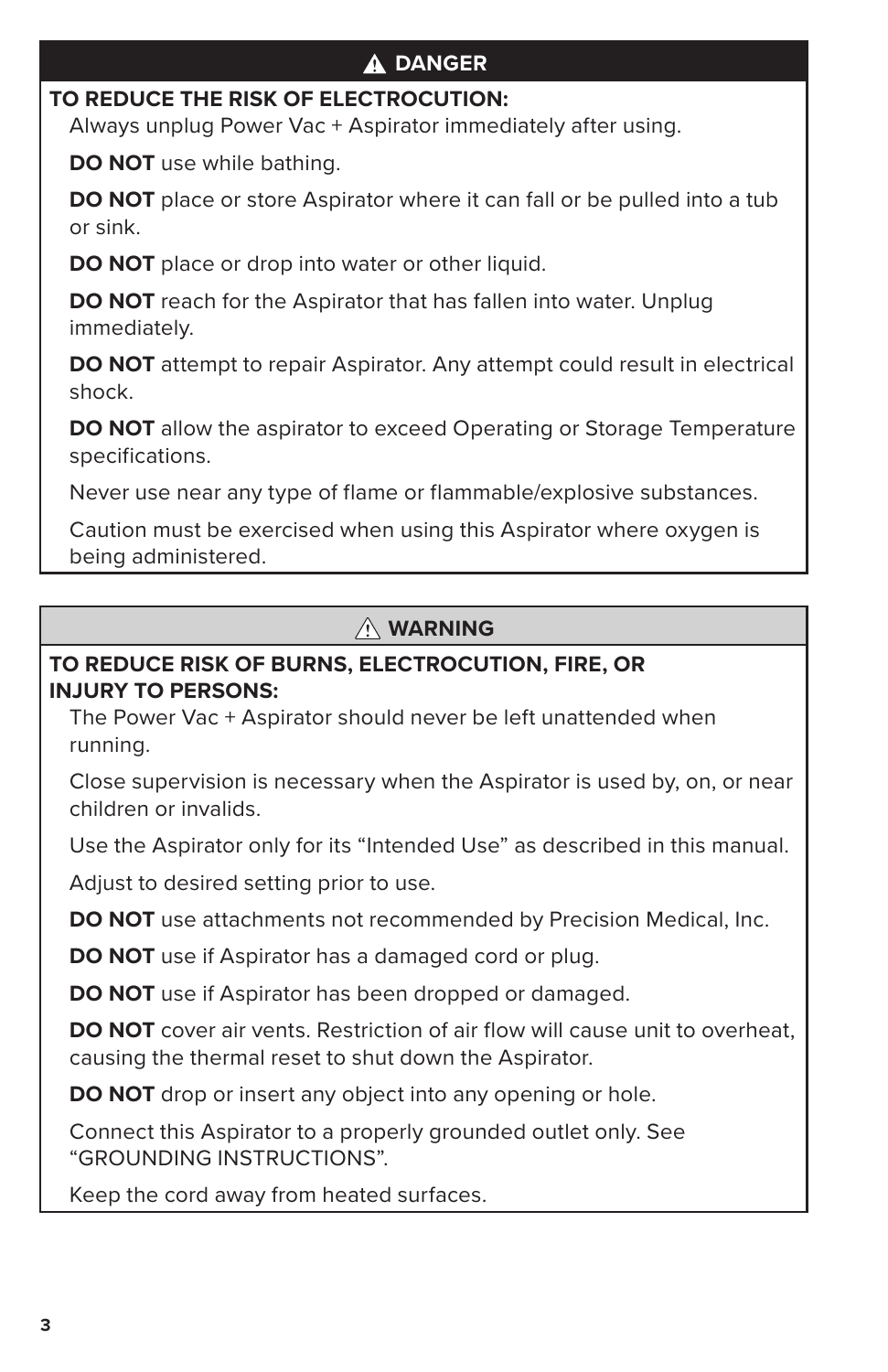## ⚠ DANGER

**TO REDUCE THE RISK OF ELECTROCUTION:**

Always unplug Power Vac + Aspirator immediately after using.

**DO NOT** use while bathing.

**DO NOT** place or store Aspirator where it can fall or be pulled into a tub or sink.

**DO NOT** place or drop into water or other liquid.

**DO NOT** reach for the Aspirator that has fallen into water. Unplug immediately.

**DO NOT** attempt to repair Aspirator. Any attempt could result in electrical shock.

**DO NOT** allow the aspirator to exceed Operating or Storage Temperature specifications.

Never use near any type of flame or flammable/explosive substances.

Caution must be exercised when using this Aspirator where oxygen is being administered.

## ⚠ WARNING

**TO REDUCE RISK OF BURNS, ELECTROCUTION, FIRE, OR INJURY TO PERSONS:**

The Power Vac + Aspirator should never be left unattended when running.

Close supervision is necessary when the Aspirator is used by, on, or near children or invalids.

Use the Aspirator only for its "Intended Use" as described in this manual.

Adjust to desired setting prior to use.

**DO NOT** use attachments not recommended by Precision Medical, Inc.

**DO NOT** use if Aspirator has a damaged cord or plug.

**DO NOT** use if Aspirator has been dropped or damaged.

**DO NOT** cover air vents. Restriction of air flow will cause unit to overheat, causing the thermal reset to shut down the Aspirator.

**DO NOT** drop or insert any object into any opening or hole.

Connect this Aspirator to a properly grounded outlet only. See "GROUNDING INSTRUCTIONS".

Keep the cord away from heated surfaces.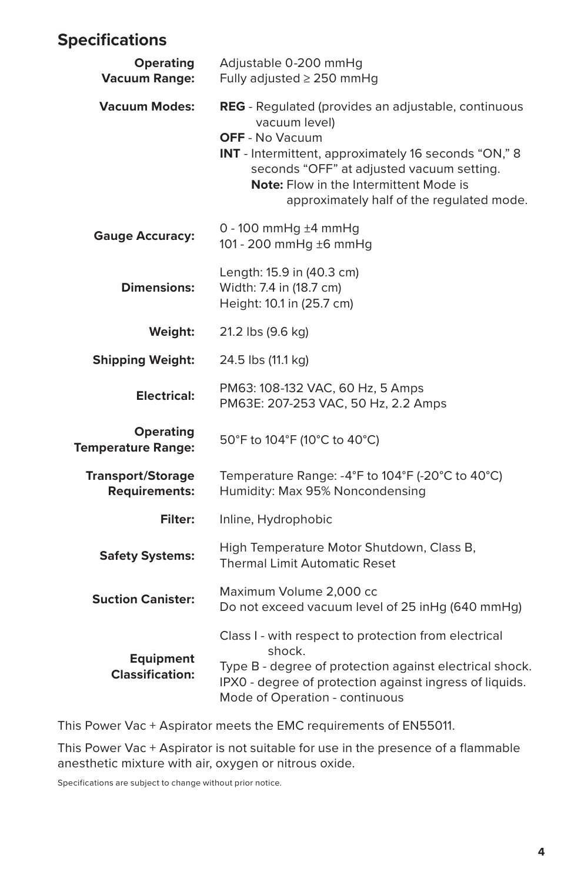## Specifications

| | |
|---|---|
| **Operating Vacuum Range:** | Adjustable 0-200 mmHg<br>Fully adjusted ≥ 250 mmHg |
| **Vacuum Modes:** | **REG** - Regulated (provides an adjustable, continuous vacuum level)<br>**OFF** - No Vacuum<br>**INT** - Intermittent, approximately 16 seconds "ON," 8 seconds "OFF" at adjusted vacuum setting.<br>**Note:** Flow in the Intermittent Mode is approximately half of the regulated mode. |
| **Gauge Accuracy:** | 0 - 100 mmHg ±4 mmHg<br>101 - 200 mmHg ±6 mmHg |
| **Dimensions:** | Length: 15.9 in (40.3 cm)<br>Width: 7.4 in (18.7 cm)<br>Height: 10.1 in (25.7 cm) |
| **Weight:** | 21.2 lbs (9.6 kg) |
| **Shipping Weight:** | 24.5 lbs (11.1 kg) |
| **Electrical:** | PM63: 108-132 VAC, 60 Hz, 5 Amps<br>PM63E: 207-253 VAC, 50 Hz, 2.2 Amps |
| **Operating Temperature Range:** | 50°F to 104°F (10°C to 40°C) |
| **Transport/Storage Requirements:** | Temperature Range: -4°F to 104°F (-20°C to 40°C)<br>Humidity: Max 95% Noncondensing |
| **Filter:** | Inline, Hydrophobic |
| **Safety Systems:** | High Temperature Motor Shutdown, Class B, Thermal Limit Automatic Reset |
| **Suction Canister:** | Maximum Volume 2,000 cc<br>Do not exceed vacuum level of 25 inHg (640 mmHg) |
| **Equipment Classification:** | Class I - with respect to protection from electrical shock.<br>Type B - degree of protection against electrical shock.<br>IPX0 - degree of protection against ingress of liquids.<br>Mode of Operation - continuous |

This Power Vac + Aspirator meets the EMC requirements of EN55011.

This Power Vac + Aspirator is not suitable for use in the presence of a flammable anesthetic mixture with air, oxygen or nitrous oxide.

Specifications are subject to change without prior notice.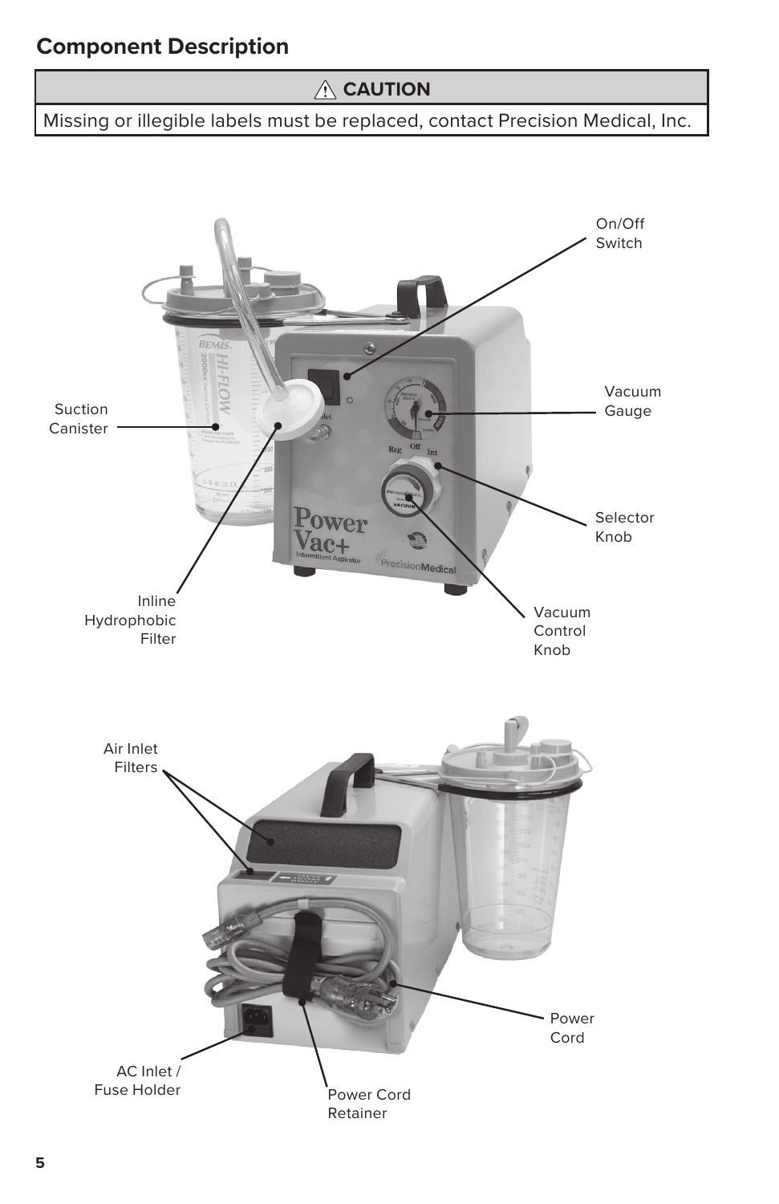## Component Description

| ⚠ CAUTION |
| --- |
| Missing or illegible labels must be replaced, contact Precision Medical, Inc. |

On/Off Switch

Vacuum Gauge

Suction Canister

Selector Knob

Inline Hydrophobic Filter

Vacuum Control Knob

Air Inlet Filters

Power Cord

AC Inlet / Fuse Holder

Power Cord Retainer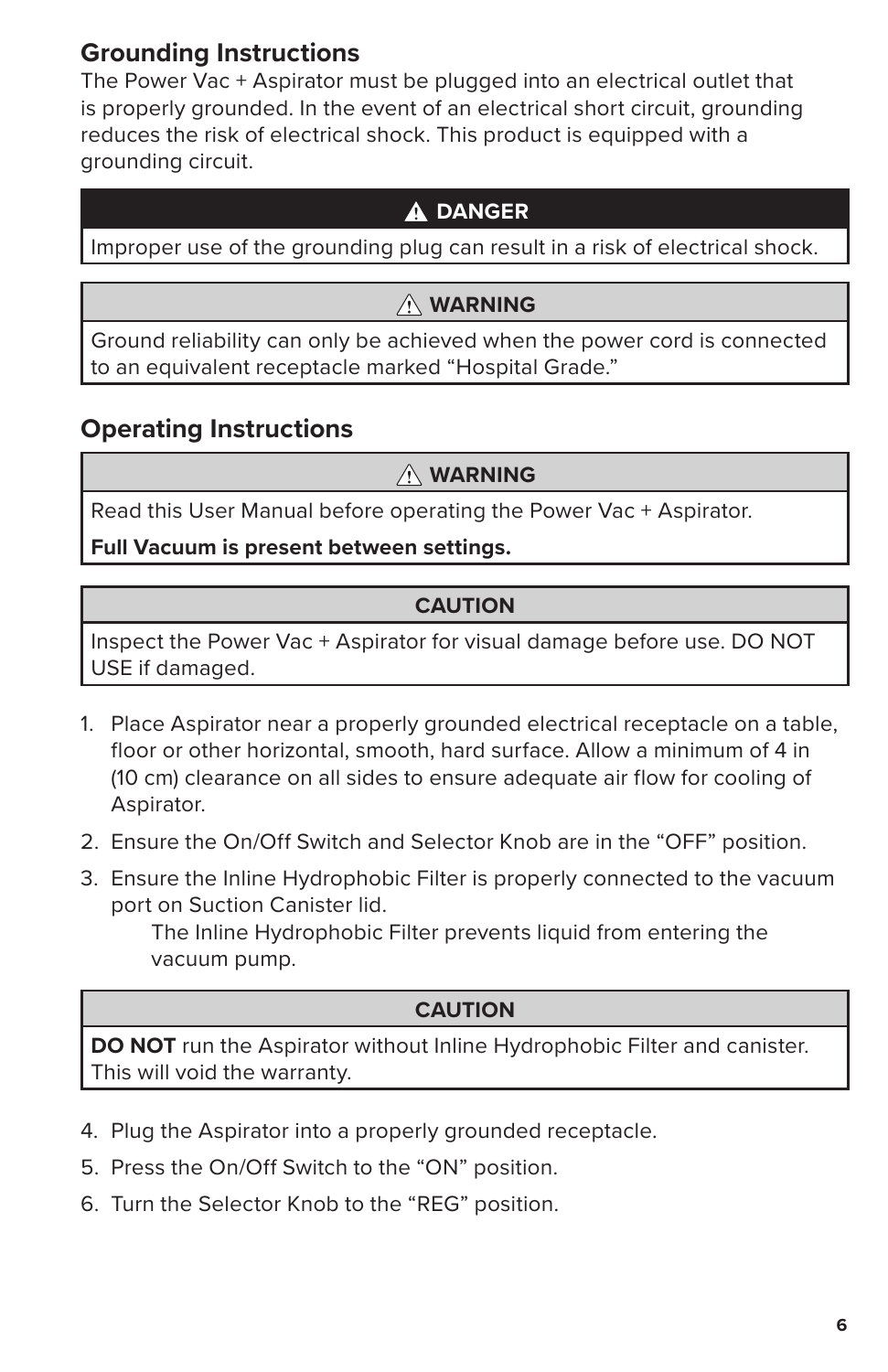## Grounding Instructions

The Power Vac + Aspirator must be plugged into an electrical outlet that is properly grounded. In the event of an electrical short circuit, grounding reduces the risk of electrical shock. This product is equipped with a grounding circuit.

| ⚠ DANGER |
|---|
| Improper use of the grounding plug can result in a risk of electrical shock. |

| ⚠ WARNING |
|---|
| Ground reliability can only be achieved when the power cord is connected to an equivalent receptacle marked “Hospital Grade.” |

## Operating Instructions

| ⚠ WARNING |
|---|
| Read this User Manual before operating the Power Vac + Aspirator. **Full Vacuum is present between settings.** |

| CAUTION |
|---|
| Inspect the Power Vac + Aspirator for visual damage before use. DO NOT USE if damaged. |

1. Place Aspirator near a properly grounded electrical receptacle on a table, floor or other horizontal, smooth, hard surface. Allow a minimum of 4 in (10 cm) clearance on all sides to ensure adequate air flow for cooling of Aspirator.
2. Ensure the On/Off Switch and Selector Knob are in the “OFF” position.
3. Ensure the Inline Hydrophobic Filter is properly connected to the vacuum port on Suction Canister lid.

    The Inline Hydrophobic Filter prevents liquid from entering the vacuum pump.

| CAUTION |
|---|
| **DO NOT** run the Aspirator without Inline Hydrophobic Filter and canister. This will void the warranty. |

4. Plug the Aspirator into a properly grounded receptacle.
5. Press the On/Off Switch to the “ON” position.
6. Turn the Selector Knob to the “REG” position.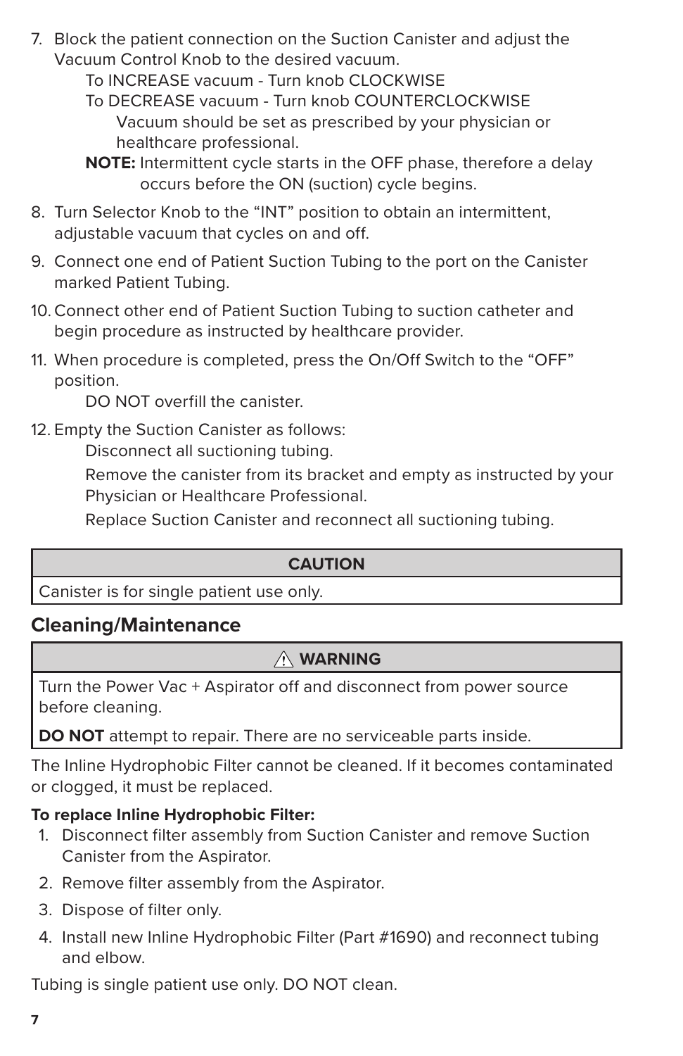7. Block the patient connection on the Suction Canister and adjust the Vacuum Control Knob to the desired vacuum.

   To INCREASE vacuum - Turn knob CLOCKWISE

   To DECREASE vacuum - Turn knob COUNTERCLOCKWISE

   Vacuum should be set as prescribed by your physician or healthcare professional.

   **NOTE:** Intermittent cycle starts in the OFF phase, therefore a delay occurs before the ON (suction) cycle begins.

8. Turn Selector Knob to the "INT" position to obtain an intermittent, adjustable vacuum that cycles on and off.

9. Connect one end of Patient Suction Tubing to the port on the Canister marked Patient Tubing.

10. Connect other end of Patient Suction Tubing to suction catheter and begin procedure as instructed by healthcare provider.

11. When procedure is completed, press the On/Off Switch to the "OFF" position.

    DO NOT overfill the canister.

12. Empty the Suction Canister as follows:

    Disconnect all suctioning tubing.

    Remove the canister from its bracket and empty as instructed by your Physician or Healthcare Professional.

    Replace Suction Canister and reconnect all suctioning tubing.

| CAUTION |
|---|
| Canister is for single patient use only. |

## Cleaning/Maintenance

| ⚠ WARNING |
|---|
| Turn the Power Vac + Aspirator off and disconnect from power source before cleaning.<br>**DO NOT** attempt to repair. There are no serviceable parts inside. |

The Inline Hydrophobic Filter cannot be cleaned. If it becomes contaminated or clogged, it must be replaced.

**To replace Inline Hydrophobic Filter:**

1. Disconnect filter assembly from Suction Canister and remove Suction Canister from the Aspirator.
2. Remove filter assembly from the Aspirator.
3. Dispose of filter only.
4. Install new Inline Hydrophobic Filter (Part #1690) and reconnect tubing and elbow.

Tubing is single patient use only. DO NOT clean.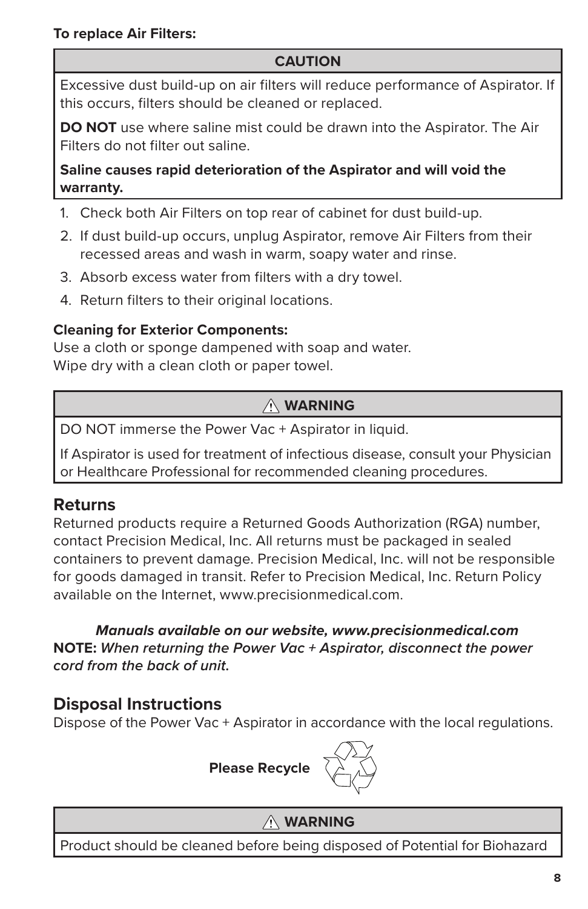**To replace Air Filters:**

| CAUTION |
| --- |
| Excessive dust build-up on air filters will reduce performance of Aspirator. If this occurs, filters should be cleaned or replaced.<br><br>**DO NOT** use where saline mist could be drawn into the Aspirator. The Air Filters do not filter out saline.<br><br>**Saline causes rapid deterioration of the Aspirator and will void the warranty.** |

1. Check both Air Filters on top rear of cabinet for dust build-up.
2. If dust build-up occurs, unplug Aspirator, remove Air Filters from their recessed areas and wash in warm, soapy water and rinse.
3. Absorb excess water from filters with a dry towel.
4. Return filters to their original locations.

**Cleaning for Exterior Components:**
Use a cloth or sponge dampened with soap and water.
Wipe dry with a clean cloth or paper towel.

| ⚠ WARNING |
| --- |
| DO NOT immerse the Power Vac + Aspirator in liquid.<br><br>If Aspirator is used for treatment of infectious disease, consult your Physician or Healthcare Professional for recommended cleaning procedures. |

## Returns

Returned products require a Returned Goods Authorization (RGA) number, contact Precision Medical, Inc. All returns must be packaged in sealed containers to prevent damage. Precision Medical, Inc. will not be responsible for goods damaged in transit. Refer to Precision Medical, Inc. Return Policy available on the Internet, www.precisionmedical.com.

***Manuals available on our website, www.precisionmedical.com***
**NOTE:** ***When returning the Power Vac + Aspirator, disconnect the power cord from the back of unit.***

## Disposal Instructions

Dispose of the Power Vac + Aspirator in accordance with the local regulations.

**Please Recycle**

| ⚠ WARNING |
| --- |
| Product should be cleaned before being disposed of Potential for Biohazard |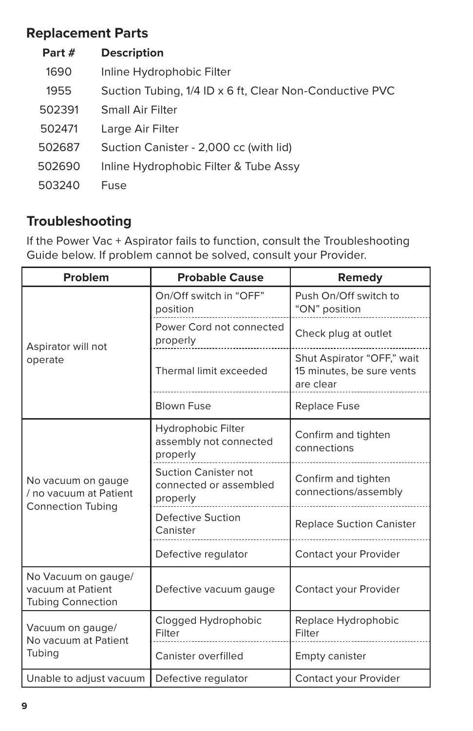## Replacement Parts

| Part # | Description |
|---|---|
| 1690 | Inline Hydrophobic Filter |
| 1955 | Suction Tubing, 1/4 ID x 6 ft, Clear Non-Conductive PVC |
| 502391 | Small Air Filter |
| 502471 | Large Air Filter |
| 502687 | Suction Canister - 2,000 cc (with lid) |
| 502690 | Inline Hydrophobic Filter & Tube Assy |
| 503240 | Fuse |

## Troubleshooting

If the Power Vac + Aspirator fails to function, consult the Troubleshooting Guide below. If problem cannot be solved, consult your Provider.

| Problem | Probable Cause | Remedy |
|---|---|---|
| Aspirator will not operate | On/Off switch in "OFF" position | Push On/Off switch to "ON" position |
| | Power Cord not connected properly | Check plug at outlet |
| | Thermal limit exceeded | Shut Aspirator "OFF," wait 15 minutes, be sure vents are clear |
| | Blown Fuse | Replace Fuse |
| No vacuum on gauge / no vacuum at Patient Connection Tubing | Hydrophobic Filter assembly not connected properly | Confirm and tighten connections |
| | Suction Canister not connected or assembled properly | Confirm and tighten connections/assembly |
| | Defective Suction Canister | Replace Suction Canister |
| | Defective regulator | Contact your Provider |
| No Vacuum on gauge/ vacuum at Patient Tubing Connection | Defective vacuum gauge | Contact your Provider |
| Vacuum on gauge/ No vacuum at Patient Tubing | Clogged Hydrophobic Filter | Replace Hydrophobic Filter |
| | Canister overfilled | Empty canister |
| Unable to adjust vacuum | Defective regulator | Contact your Provider |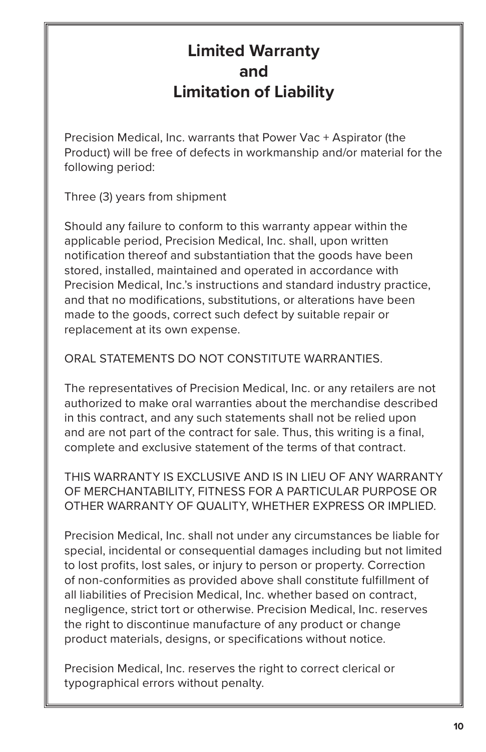# Limited Warranty and Limitation of Liability

Precision Medical, Inc. warrants that Power Vac + Aspirator (the Product) will be free of defects in workmanship and/or material for the following period:

Three (3) years from shipment

Should any failure to conform to this warranty appear within the applicable period, Precision Medical, Inc. shall, upon written notification thereof and substantiation that the goods have been stored, installed, maintained and operated in accordance with Precision Medical, Inc.'s instructions and standard industry practice, and that no modifications, substitutions, or alterations have been made to the goods, correct such defect by suitable repair or replacement at its own expense.

ORAL STATEMENTS DO NOT CONSTITUTE WARRANTIES.

The representatives of Precision Medical, Inc. or any retailers are not authorized to make oral warranties about the merchandise described in this contract, and any such statements shall not be relied upon and are not part of the contract for sale. Thus, this writing is a final, complete and exclusive statement of the terms of that contract.

THIS WARRANTY IS EXCLUSIVE AND IS IN LIEU OF ANY WARRANTY OF MERCHANTABILITY, FITNESS FOR A PARTICULAR PURPOSE OR OTHER WARRANTY OF QUALITY, WHETHER EXPRESS OR IMPLIED.

Precision Medical, Inc. shall not under any circumstances be liable for special, incidental or consequential damages including but not limited to lost profits, lost sales, or injury to person or property. Correction of non-conformities as provided above shall constitute fulfillment of all liabilities of Precision Medical, Inc. whether based on contract, negligence, strict tort or otherwise. Precision Medical, Inc. reserves the right to discontinue manufacture of any product or change product materials, designs, or specifications without notice.

Precision Medical, Inc. reserves the right to correct clerical or typographical errors without penalty.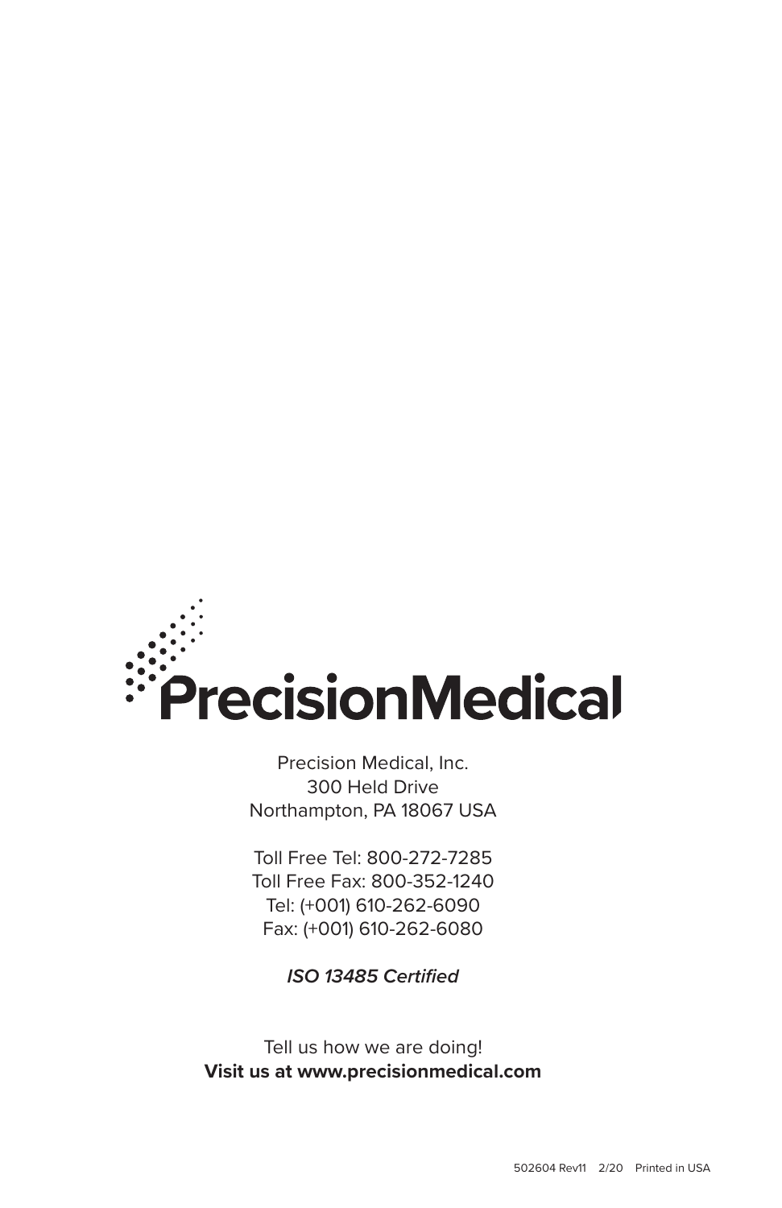PrecisionMedical

Precision Medical, Inc.
300 Held Drive
Northampton, PA 18067 USA

Toll Free Tel: 800-272-7285
Toll Free Fax: 800-352-1240
Tel: (+001) 610-262-6090
Fax: (+001) 610-262-6080

***ISO 13485 Certified***

Tell us how we are doing!
**Visit us at www.precisionmedical.com**

502604 Rev11 2/20 Printed in USA